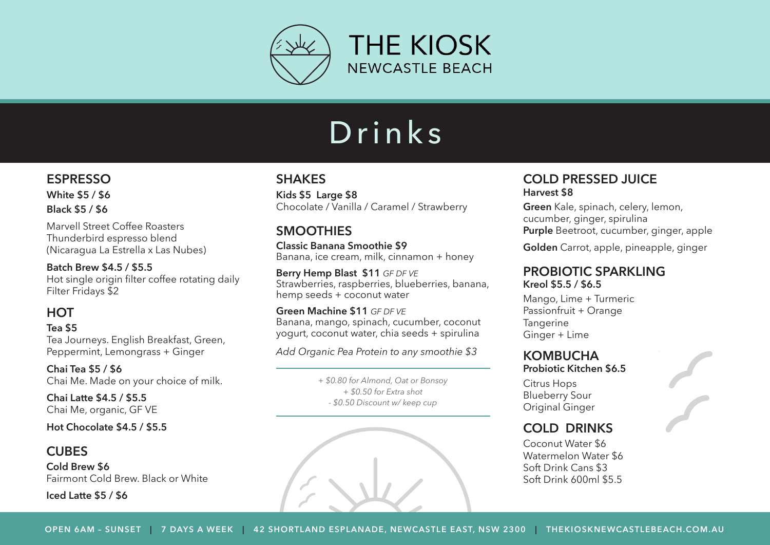# THE KIOSK
NEWCASTLE BEACH

## Drinks

### ESPRESSO

**White $5 / $6**
**Black $5 / $6**

Marvell Street Coffee Roasters Thunderbird espresso blend (Nicaragua La Estrella x Las Nubes)

**Batch Brew $4.5 / $5.5**
Hot single origin filter coffee rotating daily
Filter Fridays $2

### HOT

**Tea $5**
Tea Journeys. English Breakfast, Green, Peppermint, Lemongrass + Ginger

**Chai Tea $5 / $6**
Chai Me. Made on your choice of milk.

**Chai Latte $4.5 / $5.5**
Chai Me, organic, GF VE

**Hot Chocolate $4.5 / $5.5**

### CUBES

**Cold Brew $6**
Fairmont Cold Brew. Black or White

**Iced Latte $5 / $6**

### SHAKES

**Kids $5 Large $8**
Chocolate / Vanilla / Caramel / Strawberry

### SMOOTHIES

**Classic Banana Smoothie $9**
Banana, ice cream, milk, cinnamon + honey

**Berry Hemp Blast $11** *GF DF VE*
Strawberries, raspberries, blueberries, banana, hemp seeds + coconut water

**Green Machine $11** *GF DF VE*
Banana, mango, spinach, cucumber, coconut yogurt, coconut water, chia seeds + spirulina

*Add Organic Pea Protein to any smoothie $3*

---

*+ $0.80 for Almond, Oat or Bonsoy*
*+ $0.50 for Extra shot*
*- $0.50 Discount w/ keep cup*

---

### COLD PRESSED JUICE

**Harvest $8**

**Green** Kale, spinach, celery, lemon, cucumber, ginger, spirulina
**Purple** Beetroot, cucumber, ginger, apple

**Golden** Carrot, apple, pineapple, ginger

### PROBIOTIC SPARKLING

**Kreol $5.5 / $6.5**

Mango, Lime + Turmeric
Passionfruit + Orange
Tangerine
Ginger + Lime

### KOMBUCHA

**Probiotic Kitchen $6.5**

Citrus Hops
Blueberry Sour
Original Ginger

### COLD DRINKS

Coconut Water $6
Watermelon Water $6
Soft Drink Cans $3
Soft Drink 600ml $5.5

OPEN 6AM – SUNSET | 7 DAYS A WEEK | 42 SHORTLAND ESPLANADE, NEWCASTLE EAST, NSW 2300 | THEKIOSKNEWCASTLEBEACH.COM.AU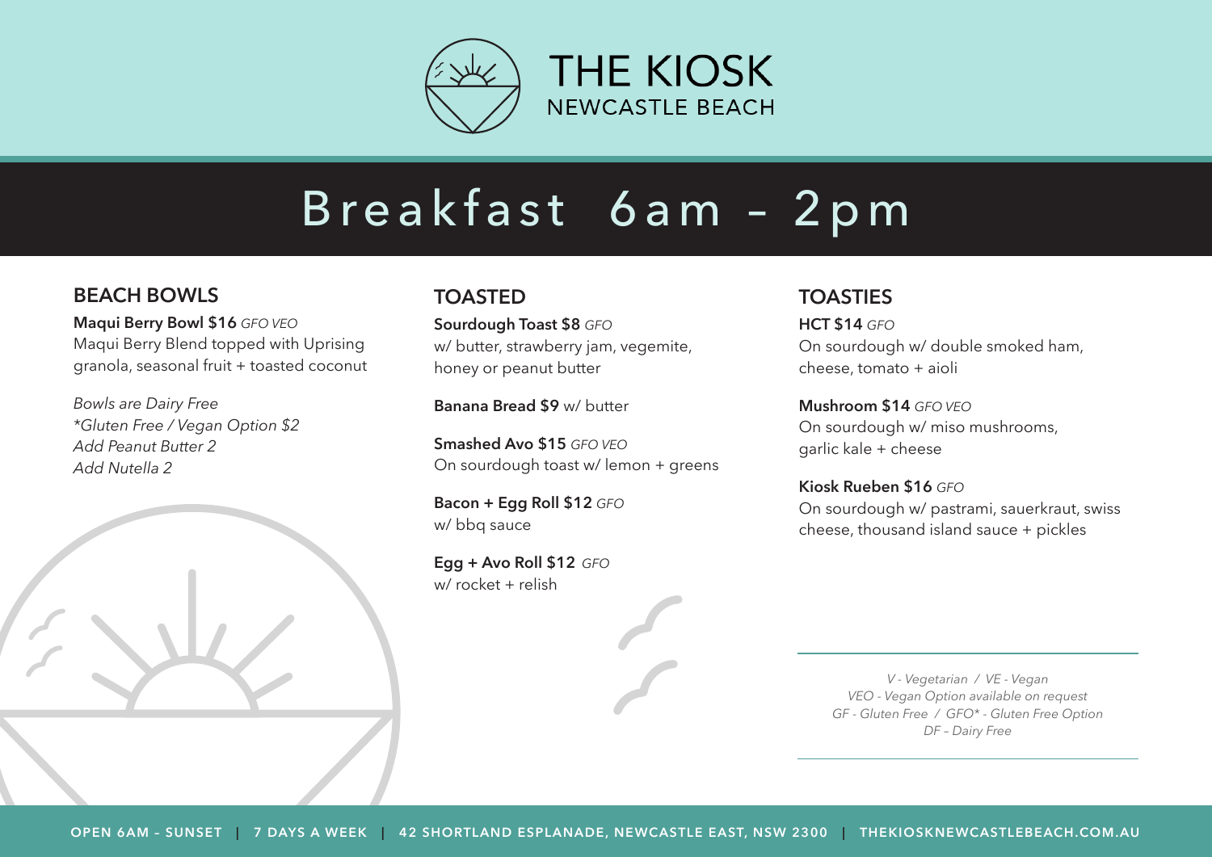# THE KIOSK
NEWCASTLE BEACH

## Breakfast 6am – 2pm

### BEACH BOWLS

**Maqui Berry Bowl $16** *GFO VEO*
Maqui Berry Blend topped with Uprising granola, seasonal fruit + toasted coconut

*Bowls are Dairy Free*
**Gluten Free / Vegan Option $2*
*Add Peanut Butter 2*
*Add Nutella 2*

### TOASTED

**Sourdough Toast $8** *GFO*
w/ butter, strawberry jam, vegemite, honey or peanut butter

**Banana Bread $9** w/ butter

**Smashed Avo $15** *GFO VEO*
On sourdough toast w/ lemon + greens

**Bacon + Egg Roll $12** *GFO*
w/ bbq sauce

**Egg + Avo Roll $12** *GFO*
w/ rocket + relish

### TOASTIES

**HCT $14** *GFO*
On sourdough w/ double smoked ham, cheese, tomato + aioli

**Mushroom $14** *GFO VEO*
On sourdough w/ miso mushrooms, garlic kale + cheese

**Kiosk Rueben $16** *GFO*
On sourdough w/ pastrami, sauerkraut, swiss cheese, thousand island sauce + pickles

---

*V - Vegetarian / VE - Vegan*
*VEO - Vegan Option available on request*
*GF - Gluten Free / GFO* - Gluten Free Option*
*DF – Dairy Free*

---

OPEN 6AM – SUNSET | 7 DAYS A WEEK | 42 SHORTLAND ESPLANADE, NEWCASTLE EAST, NSW 2300 | THEKIOSKNEWCASTLEBEACH.COM.AU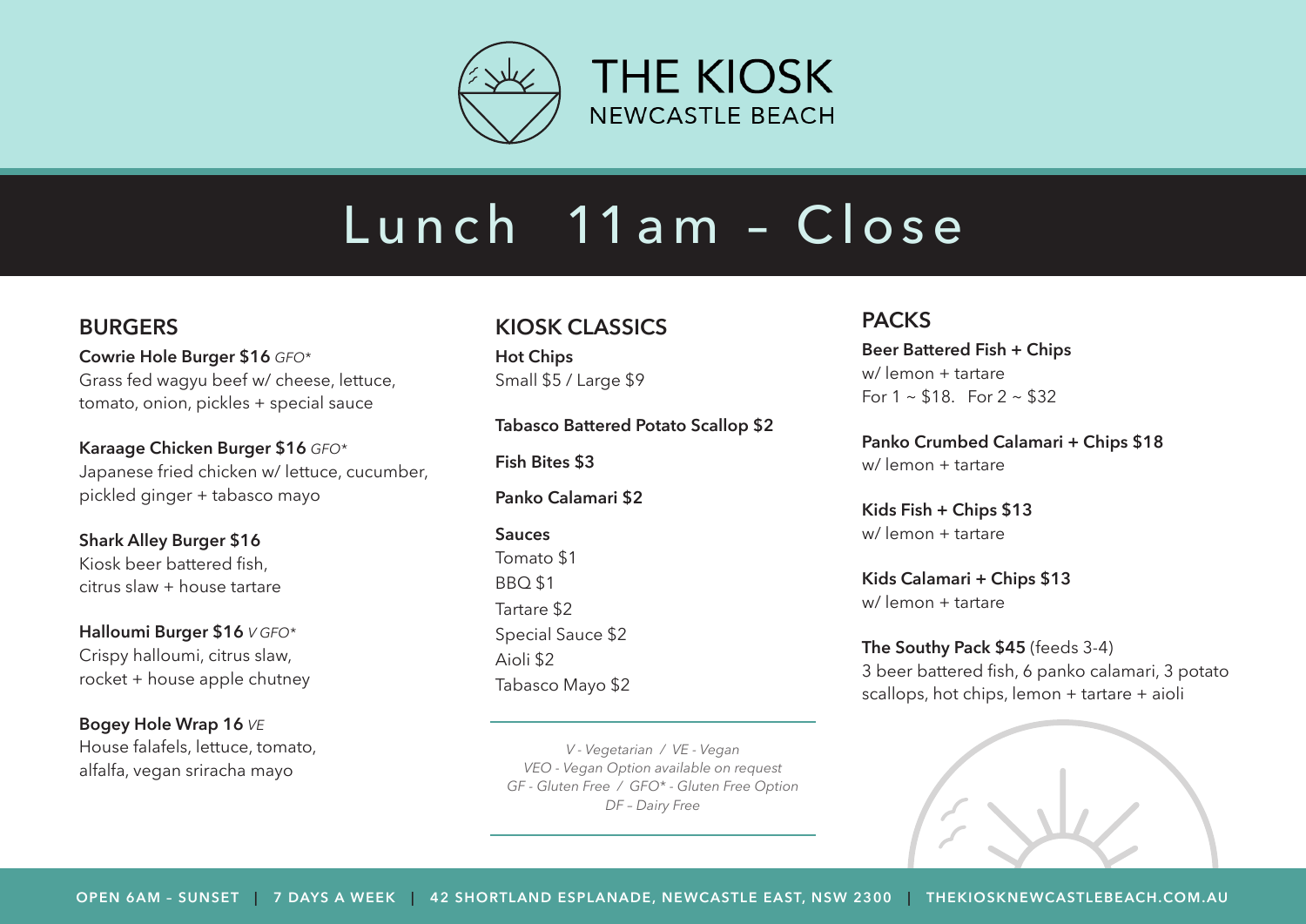# THE KIOSK
NEWCASTLE BEACH

## Lunch 11am – Close

### BURGERS

**Cowrie Hole Burger $16** *GFO**
Grass fed wagyu beef w/ cheese, lettuce, tomato, onion, pickles + special sauce

**Karaage Chicken Burger $16** *GFO**
Japanese fried chicken w/ lettuce, cucumber, pickled ginger + tabasco mayo

**Shark Alley Burger $16**
Kiosk beer battered fish, citrus slaw + house tartare

**Halloumi Burger $16** *V GFO**
Crispy halloumi, citrus slaw, rocket + house apple chutney

**Bogey Hole Wrap 16** *VE*
House falafels, lettuce, tomato, alfalfa, vegan sriracha mayo

### KIOSK CLASSICS

**Hot Chips**
Small $5 / Large $9

**Tabasco Battered Potato Scallop $2**

**Fish Bites $3**

**Panko Calamari $2**

**Sauces**
Tomato $1
BBQ $1
Tartare $2
Special Sauce $2
Aioli $2
Tabasco Mayo $2

*V - Vegetarian / VE - Vegan*
*VEO - Vegan Option available on request*
*GF - Gluten Free / GFO* - Gluten Free Option*
*DF – Dairy Free*

### PACKS

**Beer Battered Fish + Chips**
w/ lemon + tartare
For 1 ~ $18. For 2 ~ $32

**Panko Crumbed Calamari + Chips $18**
w/ lemon + tartare

**Kids Fish + Chips $13**
w/ lemon + tartare

**Kids Calamari + Chips $13**
w/ lemon + tartare

**The Southy Pack $45** (feeds 3-4)
3 beer battered fish, 6 panko calamari, 3 potato scallops, hot chips, lemon + tartare + aioli

OPEN 6AM – SUNSET | 7 DAYS A WEEK | 42 SHORTLAND ESPLANADE, NEWCASTLE EAST, NSW 2300 | THEKIOSKNEWCASTLEBEACH.COM.AU